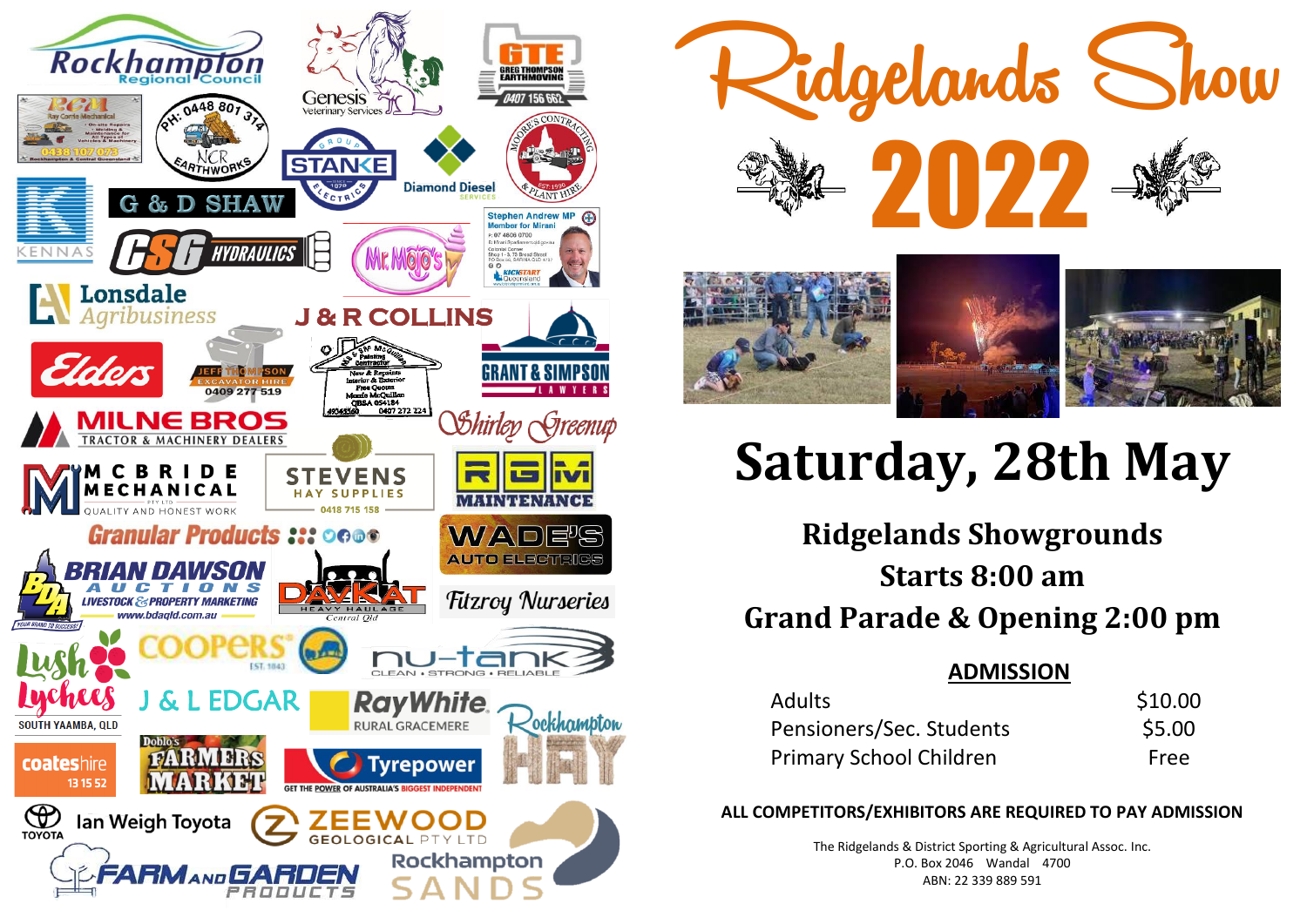# Ridgelands Show 2022

## Saturday, 28th May

### Ridgelands Showgrounds
### Starts 8:00 am
### Grand Parade & Opening 2:00 pm

**ADMISSION**

| | |
|---|---|
| Adults | $10.00 |
| Pensioners/Sec. Students | $5.00 |
| Primary School Children | Free |

**ALL COMPETITORS/EXHIBITORS ARE REQUIRED TO PAY ADMISSION**

The Ridgelands & District Sporting & Agricultural Assoc. Inc.
P.O. Box 2046 Wandal 4700
ABN: 22 339 889 591

Rockhampton Regional Council
Genesis Veterinary Services
GTE Greg Thompson Earthmoving 0407 156 662
RCM Ray Cattle Mechanical • On-site Repairs • Welding & Maintenance for All Types of Vehicles & Machinery 0438 107 073 Rockhampton & Central Queensland
NCR Earthworks PH: 0448 801 314
Stanke Electrical Group Since 1979
Diamond Diesel Services
Moore's Contracting & Plant Hire Est. 1990
Kennas
G & D Shaw
CSG Hydraulics
Mr. Mojo's
Stephen Andrew MP Member for Mirani
Lonsdale Agribusiness
J & R Collins
Grant & Simpson Lawyers
Elders
Jeff Thompson Excavator Hire 0409 277 519
MC Painting Contractor New & Repairs Interior & Exterior Free Quotes Morrie McQuillen QBSA 054184 0407 272 224
Shirley Greenup
Milne Bros Tractor & Machinery Dealers
McBride Mechanical Pty Ltd Quality and Honest Work
Stevens Hay Supplies 0418 715 158
RGM Maintenance
Granular Products
Wade's Auto Electrics
Brian Dawson Auctions Livestock & Property Marketing www.bdaqld.com.au Your Brand to Success!
Davkat Heavy Haulage Central Qld
Fitzroy Nurseries
Lush Lychees South Yaamba, QLD
Coopers Est. 1843
nu-tank Clean • Strong • Reliable
J & L Edgar
Ray White Rural Gracemere
Rockhampton Hay
coateshire 13 15 52
Doblo's Farmers Market
Tyrepower Get the power of Australia's biggest independent
Toyota Ian Weigh Toyota
Zeewood Geological Pty Ltd
Farm and Garden Products
Rockhampton Sands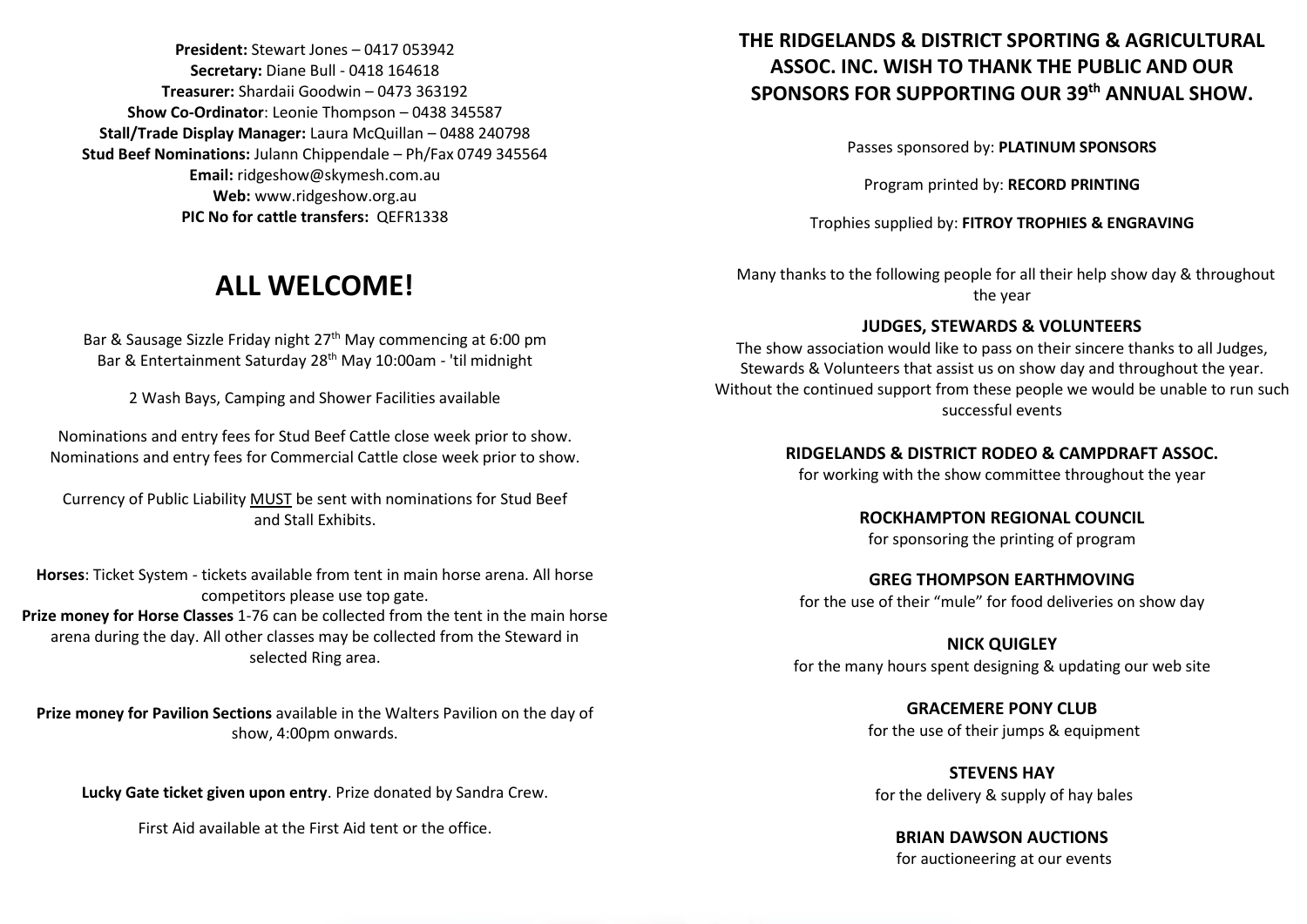**President:** Stewart Jones – 0417 053942
**Secretary:** Diane Bull - 0418 164618
**Treasurer:** Shardaii Goodwin – 0473 363192
**Show Co-Ordinator**: Leonie Thompson – 0438 345587
**Stall/Trade Display Manager:** Laura McQuillan – 0488 240798
**Stud Beef Nominations:** Julann Chippendale – Ph/Fax 0749 345564
**Email:** ridgeshow@skymesh.com.au
**Web:** www.ridgeshow.org.au
**PIC No for cattle transfers:** QEFR1338

# ALL WELCOME!

Bar & Sausage Sizzle Friday night 27th May commencing at 6:00 pm
Bar & Entertainment Saturday 28th May 10:00am - 'til midnight

2 Wash Bays, Camping and Shower Facilities available

Nominations and entry fees for Stud Beef Cattle close week prior to show.
Nominations and entry fees for Commercial Cattle close week prior to show.

Currency of Public Liability MUST be sent with nominations for Stud Beef and Stall Exhibits.

**Horses**: Ticket System - tickets available from tent in main horse arena. All horse competitors please use top gate.
**Prize money for Horse Classes** 1-76 can be collected from the tent in the main horse arena during the day. All other classes may be collected from the Steward in selected Ring area.

**Prize money for Pavilion Sections** available in the Walters Pavilion on the day of show, 4:00pm onwards.

**Lucky Gate ticket given upon entry**. Prize donated by Sandra Crew.

First Aid available at the First Aid tent or the office.

## THE RIDGELANDS & DISTRICT SPORTING & AGRICULTURAL ASSOC. INC. WISH TO THANK THE PUBLIC AND OUR SPONSORS FOR SUPPORTING OUR 39th ANNUAL SHOW.

Passes sponsored by: **PLATINUM SPONSORS**

Program printed by: **RECORD PRINTING**

Trophies supplied by: **FITROY TROPHIES & ENGRAVING**

Many thanks to the following people for all their help show day & throughout the year

**JUDGES, STEWARDS & VOLUNTEERS**
The show association would like to pass on their sincere thanks to all Judges, Stewards & Volunteers that assist us on show day and throughout the year. Without the continued support from these people we would be unable to run such successful events

**RIDGELANDS & DISTRICT RODEO & CAMPDRAFT ASSOC.**
for working with the show committee throughout the year

**ROCKHAMPTON REGIONAL COUNCIL**
for sponsoring the printing of program

**GREG THOMPSON EARTHMOVING**
for the use of their "mule" for food deliveries on show day

**NICK QUIGLEY**
for the many hours spent designing & updating our web site

**GRACEMERE PONY CLUB**
for the use of their jumps & equipment

**STEVENS HAY**
for the delivery & supply of hay bales

**BRIAN DAWSON AUCTIONS**
for auctioneering at our events